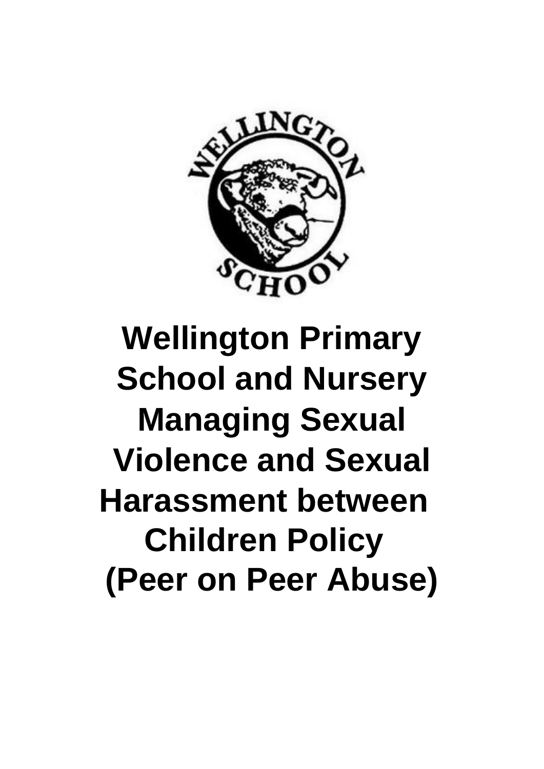# Wellington Primary School and Nursery Managing Sexual Violence and Sexual Harassment between Children Policy (Peer on Peer Abuse)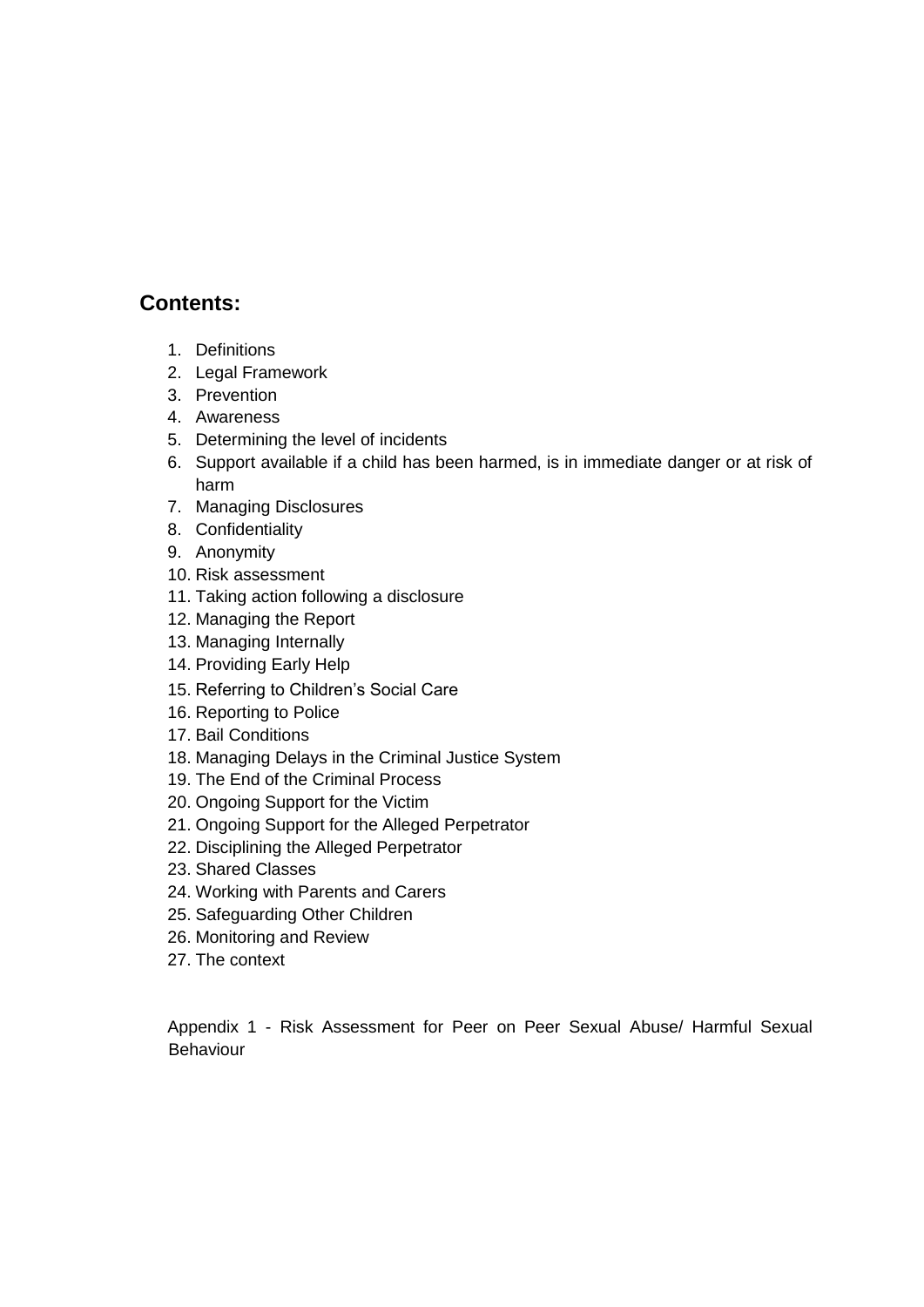## Contents:

1. Definitions
2. Legal Framework
3. Prevention
4. Awareness
5. Determining the level of incidents
6. Support available if a child has been harmed, is in immediate danger or at risk of harm
7. Managing Disclosures
8. Confidentiality
9. Anonymity
10. Risk assessment
11. Taking action following a disclosure
12. Managing the Report
13. Managing Internally
14. Providing Early Help
15. Referring to Children's Social Care
16. Reporting to Police
17. Bail Conditions
18. Managing Delays in the Criminal Justice System
19. The End of the Criminal Process
20. Ongoing Support for the Victim
21. Ongoing Support for the Alleged Perpetrator
22. Disciplining the Alleged Perpetrator
23. Shared Classes
24. Working with Parents and Carers
25. Safeguarding Other Children
26. Monitoring and Review
27. The context

Appendix 1 - Risk Assessment for Peer on Peer Sexual Abuse/ Harmful Sexual Behaviour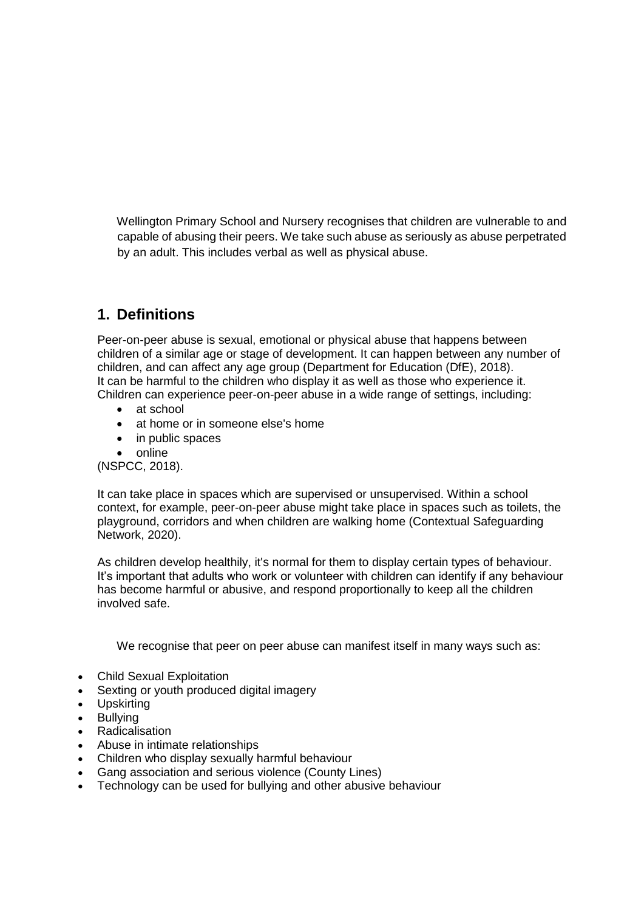Wellington Primary School and Nursery recognises that children are vulnerable to and capable of abusing their peers. We take such abuse as seriously as abuse perpetrated by an adult. This includes verbal as well as physical abuse.

## 1. Definitions

Peer-on-peer abuse is sexual, emotional or physical abuse that happens between children of a similar age or stage of development. It can happen between any number of children, and can affect any age group (Department for Education (DfE), 2018). It can be harmful to the children who display it as well as those who experience it. Children can experience peer-on-peer abuse in a wide range of settings, including:

- at school
- at home or in someone else's home
- in public spaces
- online

(NSPCC, 2018).

It can take place in spaces which are supervised or unsupervised. Within a school context, for example, peer-on-peer abuse might take place in spaces such as toilets, the playground, corridors and when children are walking home (Contextual Safeguarding Network, 2020).

As children develop healthily, it's normal for them to display certain types of behaviour. It's important that adults who work or volunteer with children can identify if any behaviour has become harmful or abusive, and respond proportionally to keep all the children involved safe.

We recognise that peer on peer abuse can manifest itself in many ways such as:

- Child Sexual Exploitation
- Sexting or youth produced digital imagery
- Upskirting
- Bullying
- Radicalisation
- Abuse in intimate relationships
- Children who display sexually harmful behaviour
- Gang association and serious violence (County Lines)
- Technology can be used for bullying and other abusive behaviour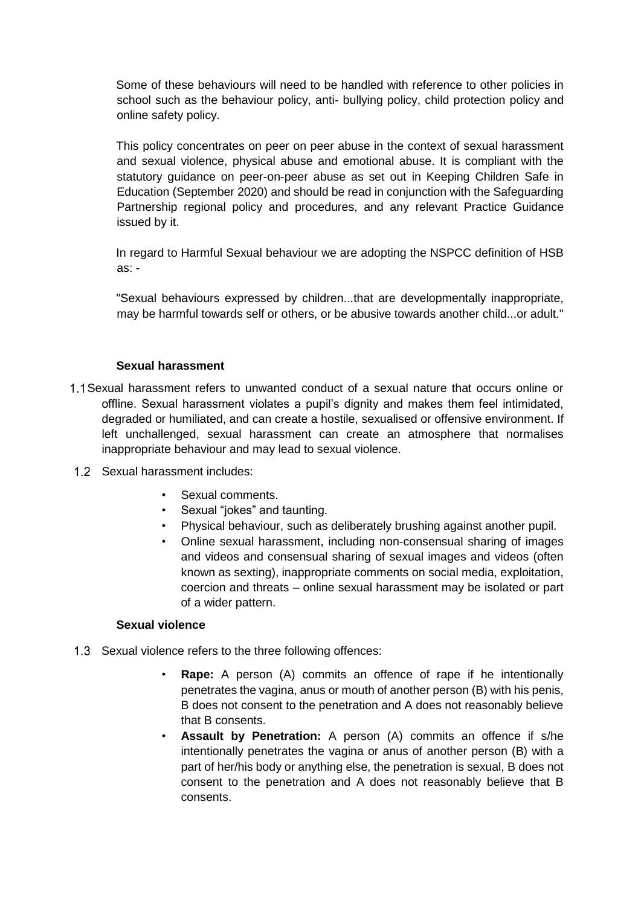Some of these behaviours will need to be handled with reference to other policies in school such as the behaviour policy, anti- bullying policy, child protection policy and online safety policy.

This policy concentrates on peer on peer abuse in the context of sexual harassment and sexual violence, physical abuse and emotional abuse. It is compliant with the statutory guidance on peer-on-peer abuse as set out in Keeping Children Safe in Education (September 2020) and should be read in conjunction with the Safeguarding Partnership regional policy and procedures, and any relevant Practice Guidance issued by it.

In regard to Harmful Sexual behaviour we are adopting the NSPCC definition of HSB as: -

"Sexual behaviours expressed by children...that are developmentally inappropriate, may be harmful towards self or others, or be abusive towards another child...or adult."

**Sexual harassment**

1.1 Sexual harassment refers to unwanted conduct of a sexual nature that occurs online or offline. Sexual harassment violates a pupil's dignity and makes them feel intimidated, degraded or humiliated, and can create a hostile, sexualised or offensive environment. If left unchallenged, sexual harassment can create an atmosphere that normalises inappropriate behaviour and may lead to sexual violence.

1.2 Sexual harassment includes:

- Sexual comments.
- Sexual "jokes" and taunting.
- Physical behaviour, such as deliberately brushing against another pupil.
- Online sexual harassment, including non-consensual sharing of images and videos and consensual sharing of sexual images and videos (often known as sexting), inappropriate comments on social media, exploitation, coercion and threats – online sexual harassment may be isolated or part of a wider pattern.

**Sexual violence**

1.3 Sexual violence refers to the three following offences:

- **Rape:** A person (A) commits an offence of rape if he intentionally penetrates the vagina, anus or mouth of another person (B) with his penis, B does not consent to the penetration and A does not reasonably believe that B consents.
- **Assault by Penetration:** A person (A) commits an offence if s/he intentionally penetrates the vagina or anus of another person (B) with a part of her/his body or anything else, the penetration is sexual, B does not consent to the penetration and A does not reasonably believe that B consents.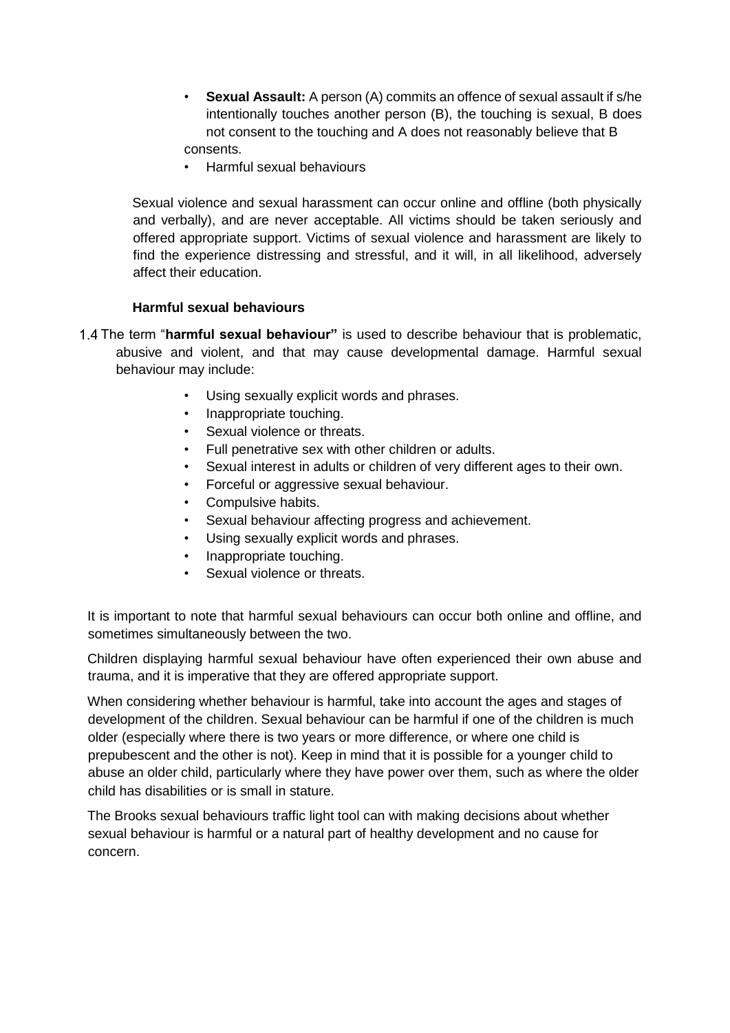- **Sexual Assault:** A person (A) commits an offence of sexual assault if s/he intentionally touches another person (B), the touching is sexual, B does not consent to the touching and A does not reasonably believe that B consents.
- Harmful sexual behaviours

Sexual violence and sexual harassment can occur online and offline (both physically and verbally), and are never acceptable. All victims should be taken seriously and offered appropriate support. Victims of sexual violence and harassment are likely to find the experience distressing and stressful, and it will, in all likelihood, adversely affect their education.

**Harmful sexual behaviours**

1.4 The term "**harmful sexual behaviour"** is used to describe behaviour that is problematic, abusive and violent, and that may cause developmental damage. Harmful sexual behaviour may include:

- Using sexually explicit words and phrases.
- Inappropriate touching.
- Sexual violence or threats.
- Full penetrative sex with other children or adults.
- Sexual interest in adults or children of very different ages to their own.
- Forceful or aggressive sexual behaviour.
- Compulsive habits.
- Sexual behaviour affecting progress and achievement.
- Using sexually explicit words and phrases.
- Inappropriate touching.
- Sexual violence or threats.

It is important to note that harmful sexual behaviours can occur both online and offline, and sometimes simultaneously between the two.

Children displaying harmful sexual behaviour have often experienced their own abuse and trauma, and it is imperative that they are offered appropriate support.

When considering whether behaviour is harmful, take into account the ages and stages of development of the children. Sexual behaviour can be harmful if one of the children is much older (especially where there is two years or more difference, or where one child is prepubescent and the other is not). Keep in mind that it is possible for a younger child to abuse an older child, particularly where they have power over them, such as where the older child has disabilities or is small in stature.

The Brooks sexual behaviours traffic light tool can with making decisions about whether sexual behaviour is harmful or a natural part of healthy development and no cause for concern.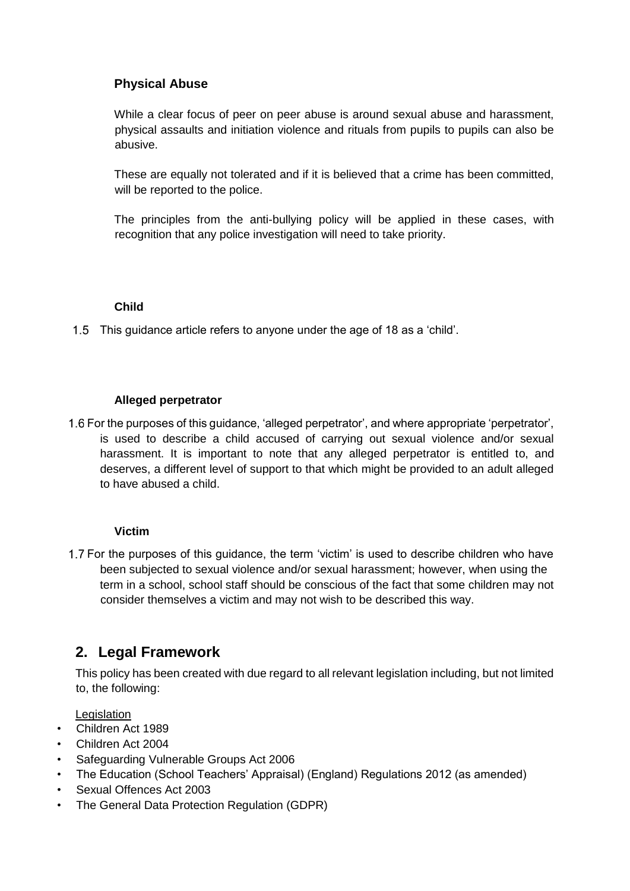### Physical Abuse

While a clear focus of peer on peer abuse is around sexual abuse and harassment, physical assaults and initiation violence and rituals from pupils to pupils can also be abusive.

These are equally not tolerated and if it is believed that a crime has been committed, will be reported to the police.

The principles from the anti-bullying policy will be applied in these cases, with recognition that any police investigation will need to take priority.

#### Child

1.5 This guidance article refers to anyone under the age of 18 as a 'child'.

#### Alleged perpetrator

1.6 For the purposes of this guidance, 'alleged perpetrator', and where appropriate 'perpetrator', is used to describe a child accused of carrying out sexual violence and/or sexual harassment. It is important to note that any alleged perpetrator is entitled to, and deserves, a different level of support to that which might be provided to an adult alleged to have abused a child.

#### Victim

1.7 For the purposes of this guidance, the term 'victim' is used to describe children who have been subjected to sexual violence and/or sexual harassment; however, when using the term in a school, school staff should be conscious of the fact that some children may not consider themselves a victim and may not wish to be described this way.

## 2. Legal Framework

This policy has been created with due regard to all relevant legislation including, but not limited to, the following:

Legislation

- Children Act 1989
- Children Act 2004
- Safeguarding Vulnerable Groups Act 2006
- The Education (School Teachers' Appraisal) (England) Regulations 2012 (as amended)
- Sexual Offences Act 2003
- The General Data Protection Regulation (GDPR)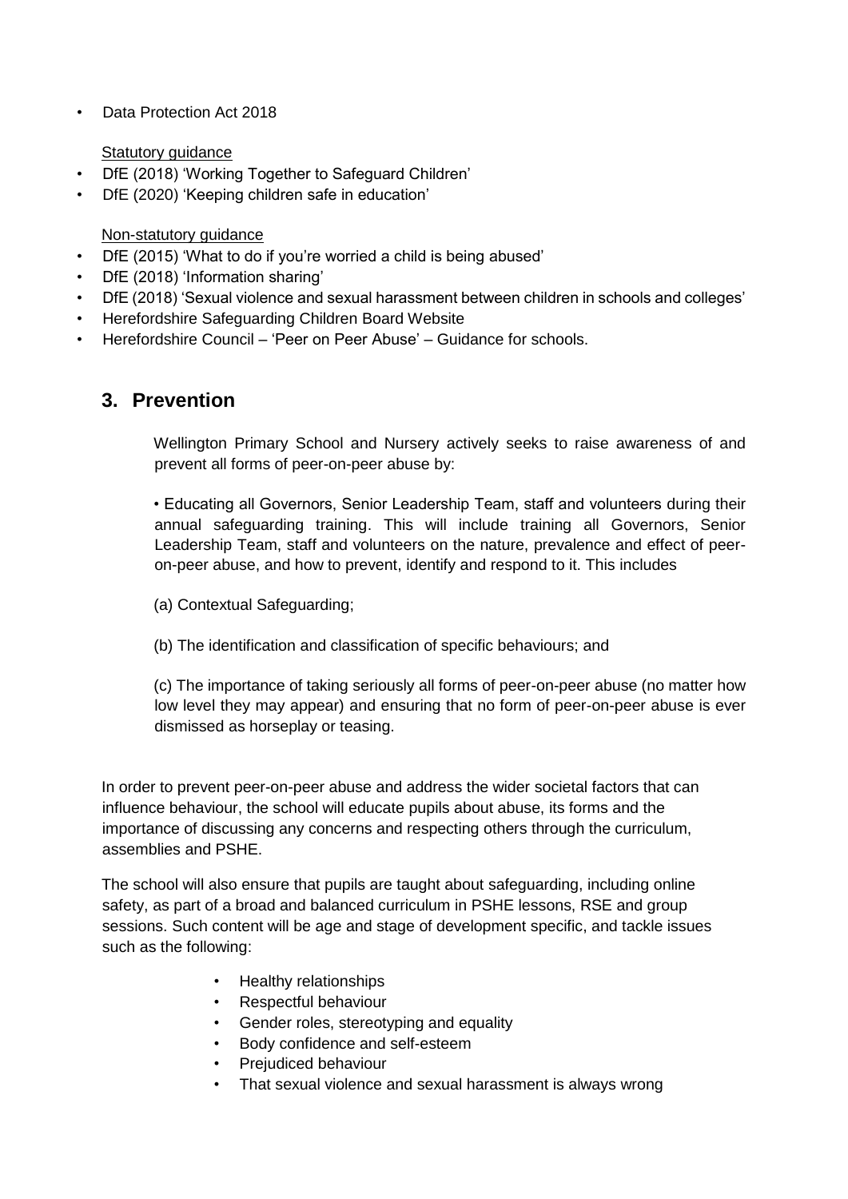- Data Protection Act 2018

Statutory guidance

- DfE (2018) 'Working Together to Safeguard Children'
- DfE (2020) 'Keeping children safe in education'

Non-statutory guidance

- DfE (2015) 'What to do if you're worried a child is being abused'
- DfE (2018) 'Information sharing'
- DfE (2018) 'Sexual violence and sexual harassment between children in schools and colleges'
- Herefordshire Safeguarding Children Board Website
- Herefordshire Council – 'Peer on Peer Abuse' – Guidance for schools.

## 3. Prevention

Wellington Primary School and Nursery actively seeks to raise awareness of and prevent all forms of peer-on-peer abuse by:

• Educating all Governors, Senior Leadership Team, staff and volunteers during their annual safeguarding training. This will include training all Governors, Senior Leadership Team, staff and volunteers on the nature, prevalence and effect of peer-on-peer abuse, and how to prevent, identify and respond to it. This includes

(a) Contextual Safeguarding;

(b) The identification and classification of specific behaviours; and

(c) The importance of taking seriously all forms of peer-on-peer abuse (no matter how low level they may appear) and ensuring that no form of peer-on-peer abuse is ever dismissed as horseplay or teasing.

In order to prevent peer-on-peer abuse and address the wider societal factors that can influence behaviour, the school will educate pupils about abuse, its forms and the importance of discussing any concerns and respecting others through the curriculum, assemblies and PSHE.

The school will also ensure that pupils are taught about safeguarding, including online safety, as part of a broad and balanced curriculum in PSHE lessons, RSE and group sessions. Such content will be age and stage of development specific, and tackle issues such as the following:

- Healthy relationships
- Respectful behaviour
- Gender roles, stereotyping and equality
- Body confidence and self-esteem
- Prejudiced behaviour
- That sexual violence and sexual harassment is always wrong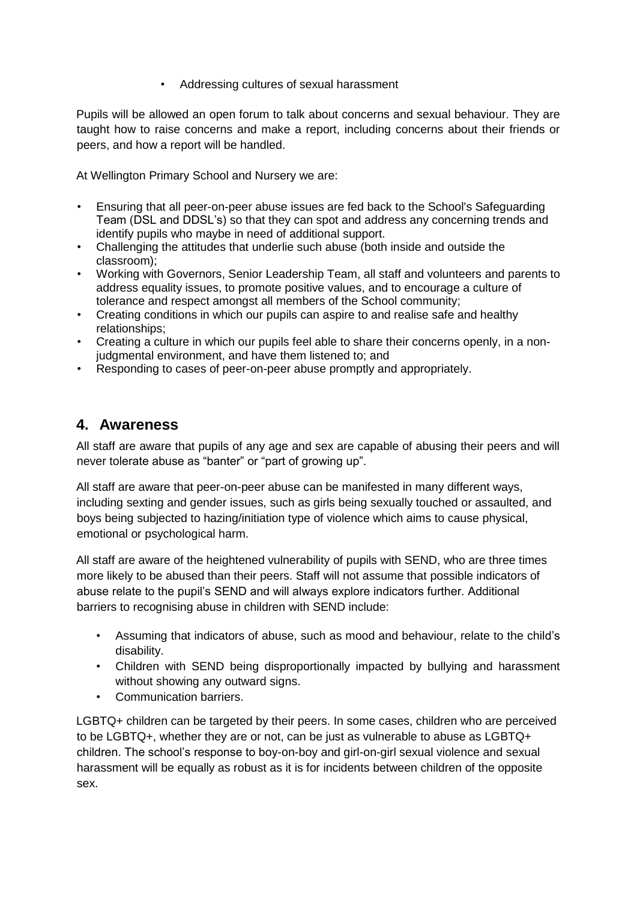- Addressing cultures of sexual harassment

Pupils will be allowed an open forum to talk about concerns and sexual behaviour. They are taught how to raise concerns and make a report, including concerns about their friends or peers, and how a report will be handled.

At Wellington Primary School and Nursery we are:

- Ensuring that all peer-on-peer abuse issues are fed back to the School's Safeguarding Team (DSL and DDSL's) so that they can spot and address any concerning trends and identify pupils who maybe in need of additional support.
- Challenging the attitudes that underlie such abuse (both inside and outside the classroom);
- Working with Governors, Senior Leadership Team, all staff and volunteers and parents to address equality issues, to promote positive values, and to encourage a culture of tolerance and respect amongst all members of the School community;
- Creating conditions in which our pupils can aspire to and realise safe and healthy relationships;
- Creating a culture in which our pupils feel able to share their concerns openly, in a non-judgmental environment, and have them listened to; and
- Responding to cases of peer-on-peer abuse promptly and appropriately.

## 4. Awareness

All staff are aware that pupils of any age and sex are capable of abusing their peers and will never tolerate abuse as "banter" or "part of growing up".

All staff are aware that peer-on-peer abuse can be manifested in many different ways, including sexting and gender issues, such as girls being sexually touched or assaulted, and boys being subjected to hazing/initiation type of violence which aims to cause physical, emotional or psychological harm.

All staff are aware of the heightened vulnerability of pupils with SEND, who are three times more likely to be abused than their peers. Staff will not assume that possible indicators of abuse relate to the pupil's SEND and will always explore indicators further. Additional barriers to recognising abuse in children with SEND include:

- Assuming that indicators of abuse, such as mood and behaviour, relate to the child's disability.
- Children with SEND being disproportionally impacted by bullying and harassment without showing any outward signs.
- Communication barriers.

LGBTQ+ children can be targeted by their peers. In some cases, children who are perceived to be LGBTQ+, whether they are or not, can be just as vulnerable to abuse as LGBTQ+ children. The school's response to boy-on-boy and girl-on-girl sexual violence and sexual harassment will be equally as robust as it is for incidents between children of the opposite sex.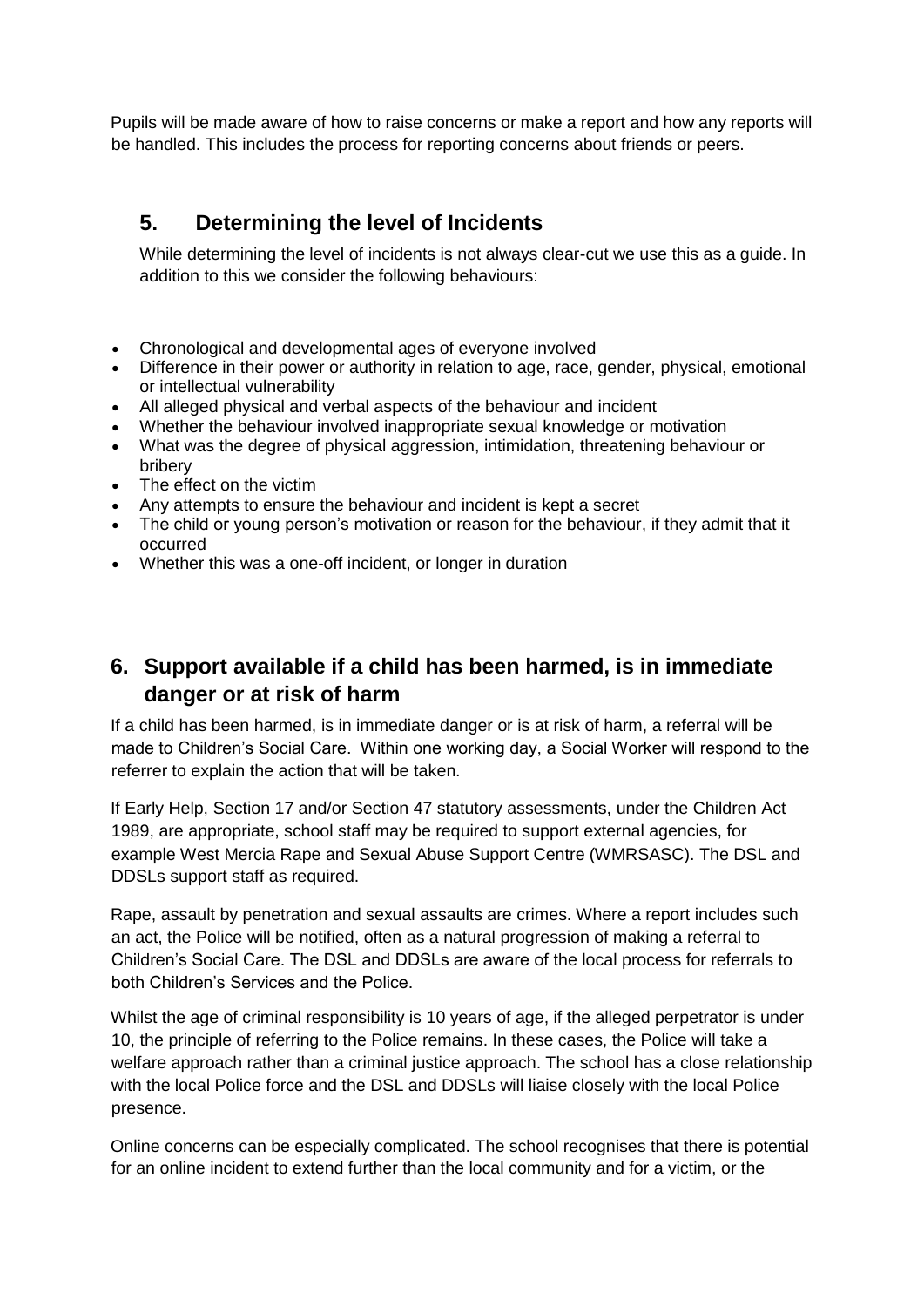Pupils will be made aware of how to raise concerns or make a report and how any reports will be handled. This includes the process for reporting concerns about friends or peers.

## 5. Determining the level of Incidents

While determining the level of incidents is not always clear-cut we use this as a guide. In addition to this we consider the following behaviours:

- Chronological and developmental ages of everyone involved
- Difference in their power or authority in relation to age, race, gender, physical, emotional or intellectual vulnerability
- All alleged physical and verbal aspects of the behaviour and incident
- Whether the behaviour involved inappropriate sexual knowledge or motivation
- What was the degree of physical aggression, intimidation, threatening behaviour or bribery
- The effect on the victim
- Any attempts to ensure the behaviour and incident is kept a secret
- The child or young person's motivation or reason for the behaviour, if they admit that it occurred
- Whether this was a one-off incident, or longer in duration

## 6. Support available if a child has been harmed, is in immediate danger or at risk of harm

If a child has been harmed, is in immediate danger or is at risk of harm, a referral will be made to Children's Social Care. Within one working day, a Social Worker will respond to the referrer to explain the action that will be taken.

If Early Help, Section 17 and/or Section 47 statutory assessments, under the Children Act 1989, are appropriate, school staff may be required to support external agencies, for example West Mercia Rape and Sexual Abuse Support Centre (WMRSASC). The DSL and DDSLs support staff as required.

Rape, assault by penetration and sexual assaults are crimes. Where a report includes such an act, the Police will be notified, often as a natural progression of making a referral to Children's Social Care. The DSL and DDSLs are aware of the local process for referrals to both Children's Services and the Police.

Whilst the age of criminal responsibility is 10 years of age, if the alleged perpetrator is under 10, the principle of referring to the Police remains. In these cases, the Police will take a welfare approach rather than a criminal justice approach. The school has a close relationship with the local Police force and the DSL and DDSLs will liaise closely with the local Police presence.

Online concerns can be especially complicated. The school recognises that there is potential for an online incident to extend further than the local community and for a victim, or the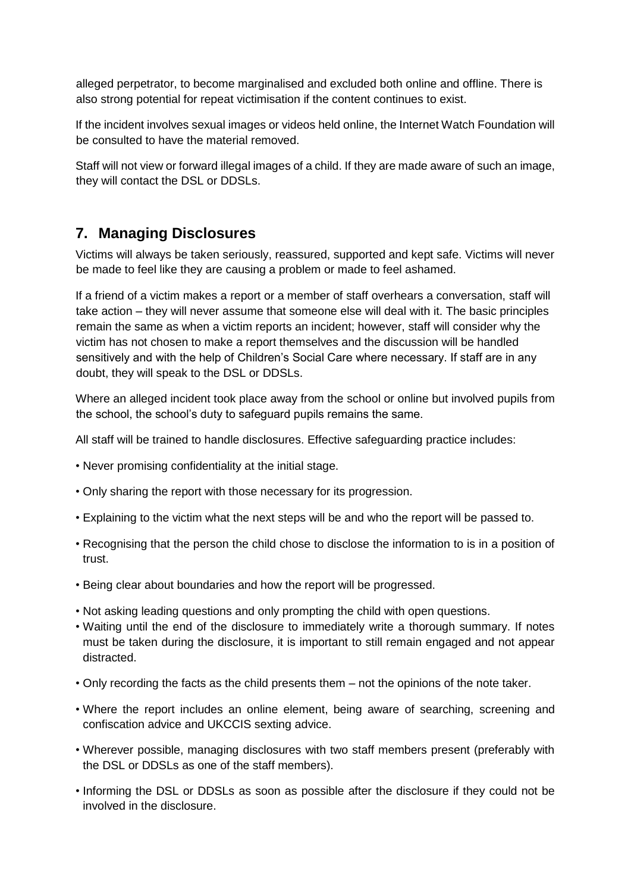alleged perpetrator, to become marginalised and excluded both online and offline. There is also strong potential for repeat victimisation if the content continues to exist.

If the incident involves sexual images or videos held online, the Internet Watch Foundation will be consulted to have the material removed.

Staff will not view or forward illegal images of a child. If they are made aware of such an image, they will contact the DSL or DDSLs.

## 7. Managing Disclosures

Victims will always be taken seriously, reassured, supported and kept safe. Victims will never be made to feel like they are causing a problem or made to feel ashamed.

If a friend of a victim makes a report or a member of staff overhears a conversation, staff will take action – they will never assume that someone else will deal with it. The basic principles remain the same as when a victim reports an incident; however, staff will consider why the victim has not chosen to make a report themselves and the discussion will be handled sensitively and with the help of Children's Social Care where necessary. If staff are in any doubt, they will speak to the DSL or DDSLs.

Where an alleged incident took place away from the school or online but involved pupils from the school, the school's duty to safeguard pupils remains the same.

All staff will be trained to handle disclosures. Effective safeguarding practice includes:

- Never promising confidentiality at the initial stage.
- Only sharing the report with those necessary for its progression.
- Explaining to the victim what the next steps will be and who the report will be passed to.
- Recognising that the person the child chose to disclose the information to is in a position of trust.
- Being clear about boundaries and how the report will be progressed.
- Not asking leading questions and only prompting the child with open questions.
- Waiting until the end of the disclosure to immediately write a thorough summary. If notes must be taken during the disclosure, it is important to still remain engaged and not appear distracted.
- Only recording the facts as the child presents them – not the opinions of the note taker.
- Where the report includes an online element, being aware of searching, screening and confiscation advice and UKCCIS sexting advice.
- Wherever possible, managing disclosures with two staff members present (preferably with the DSL or DDSLs as one of the staff members).
- Informing the DSL or DDSLs as soon as possible after the disclosure if they could not be involved in the disclosure.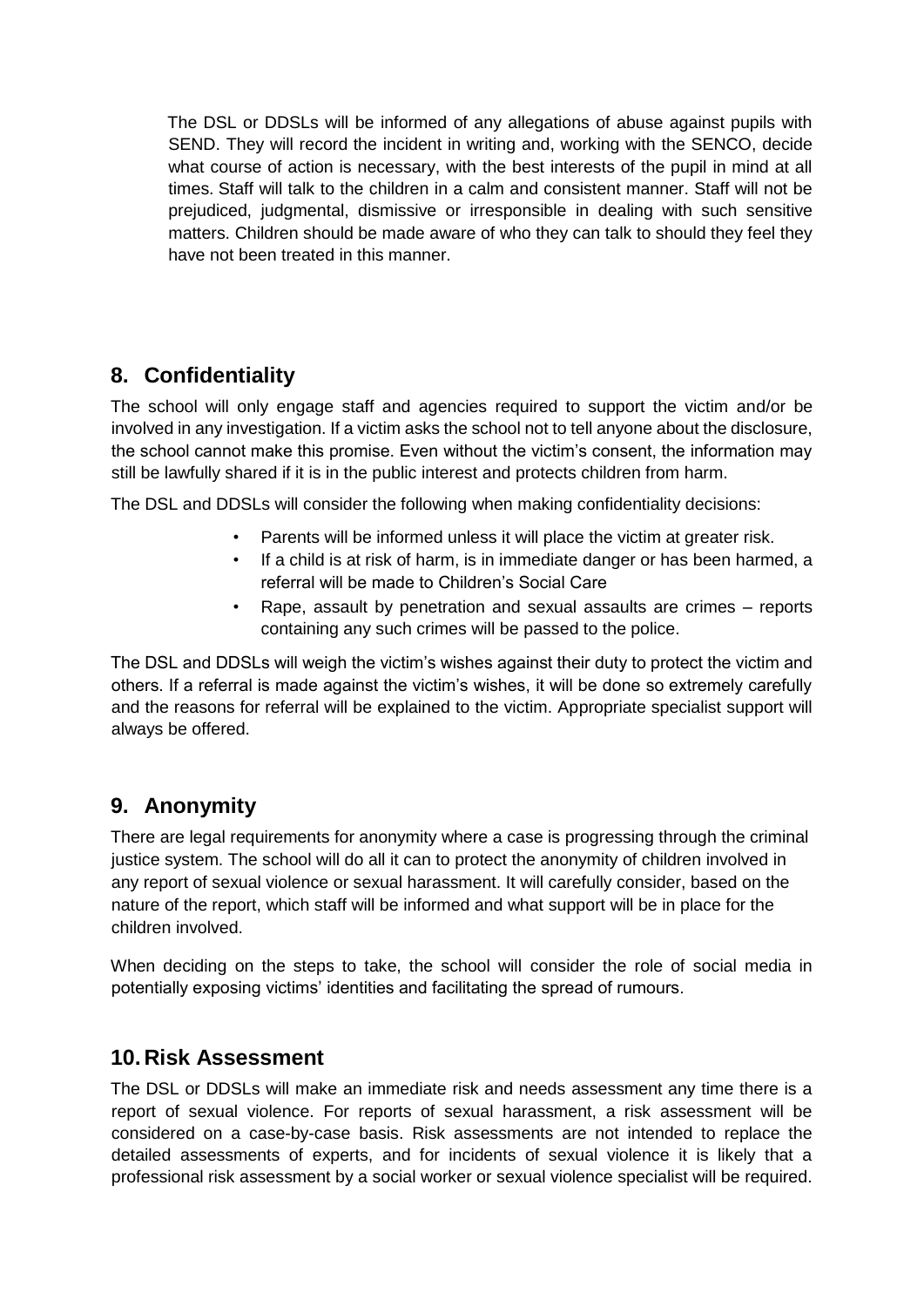The DSL or DDSLs will be informed of any allegations of abuse against pupils with SEND. They will record the incident in writing and, working with the SENCO, decide what course of action is necessary, with the best interests of the pupil in mind at all times. Staff will talk to the children in a calm and consistent manner. Staff will not be prejudiced, judgmental, dismissive or irresponsible in dealing with such sensitive matters. Children should be made aware of who they can talk to should they feel they have not been treated in this manner.

## 8. Confidentiality

The school will only engage staff and agencies required to support the victim and/or be involved in any investigation. If a victim asks the school not to tell anyone about the disclosure, the school cannot make this promise. Even without the victim's consent, the information may still be lawfully shared if it is in the public interest and protects children from harm.

The DSL and DDSLs will consider the following when making confidentiality decisions:

- Parents will be informed unless it will place the victim at greater risk.
- If a child is at risk of harm, is in immediate danger or has been harmed, a referral will be made to Children's Social Care
- Rape, assault by penetration and sexual assaults are crimes – reports containing any such crimes will be passed to the police.

The DSL and DDSLs will weigh the victim's wishes against their duty to protect the victim and others. If a referral is made against the victim's wishes, it will be done so extremely carefully and the reasons for referral will be explained to the victim. Appropriate specialist support will always be offered.

## 9. Anonymity

There are legal requirements for anonymity where a case is progressing through the criminal justice system. The school will do all it can to protect the anonymity of children involved in any report of sexual violence or sexual harassment. It will carefully consider, based on the nature of the report, which staff will be informed and what support will be in place for the children involved.

When deciding on the steps to take, the school will consider the role of social media in potentially exposing victims' identities and facilitating the spread of rumours.

## 10. Risk Assessment

The DSL or DDSLs will make an immediate risk and needs assessment any time there is a report of sexual violence. For reports of sexual harassment, a risk assessment will be considered on a case-by-case basis. Risk assessments are not intended to replace the detailed assessments of experts, and for incidents of sexual violence it is likely that a professional risk assessment by a social worker or sexual violence specialist will be required.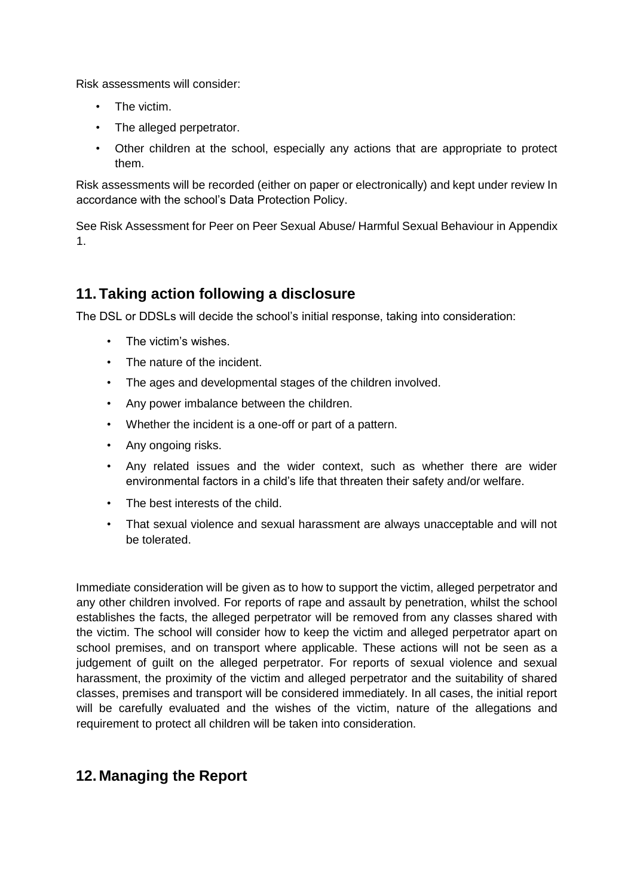Risk assessments will consider:

- The victim.
- The alleged perpetrator.
- Other children at the school, especially any actions that are appropriate to protect them.

Risk assessments will be recorded (either on paper or electronically) and kept under review In accordance with the school's Data Protection Policy.

See Risk Assessment for Peer on Peer Sexual Abuse/ Harmful Sexual Behaviour in Appendix 1.

## 11. Taking action following a disclosure

The DSL or DDSLs will decide the school's initial response, taking into consideration:

- The victim's wishes.
- The nature of the incident.
- The ages and developmental stages of the children involved.
- Any power imbalance between the children.
- Whether the incident is a one-off or part of a pattern.
- Any ongoing risks.
- Any related issues and the wider context, such as whether there are wider environmental factors in a child's life that threaten their safety and/or welfare.
- The best interests of the child.
- That sexual violence and sexual harassment are always unacceptable and will not be tolerated.

Immediate consideration will be given as to how to support the victim, alleged perpetrator and any other children involved. For reports of rape and assault by penetration, whilst the school establishes the facts, the alleged perpetrator will be removed from any classes shared with the victim. The school will consider how to keep the victim and alleged perpetrator apart on school premises, and on transport where applicable. These actions will not be seen as a judgement of guilt on the alleged perpetrator. For reports of sexual violence and sexual harassment, the proximity of the victim and alleged perpetrator and the suitability of shared classes, premises and transport will be considered immediately. In all cases, the initial report will be carefully evaluated and the wishes of the victim, nature of the allegations and requirement to protect all children will be taken into consideration.

## 12. Managing the Report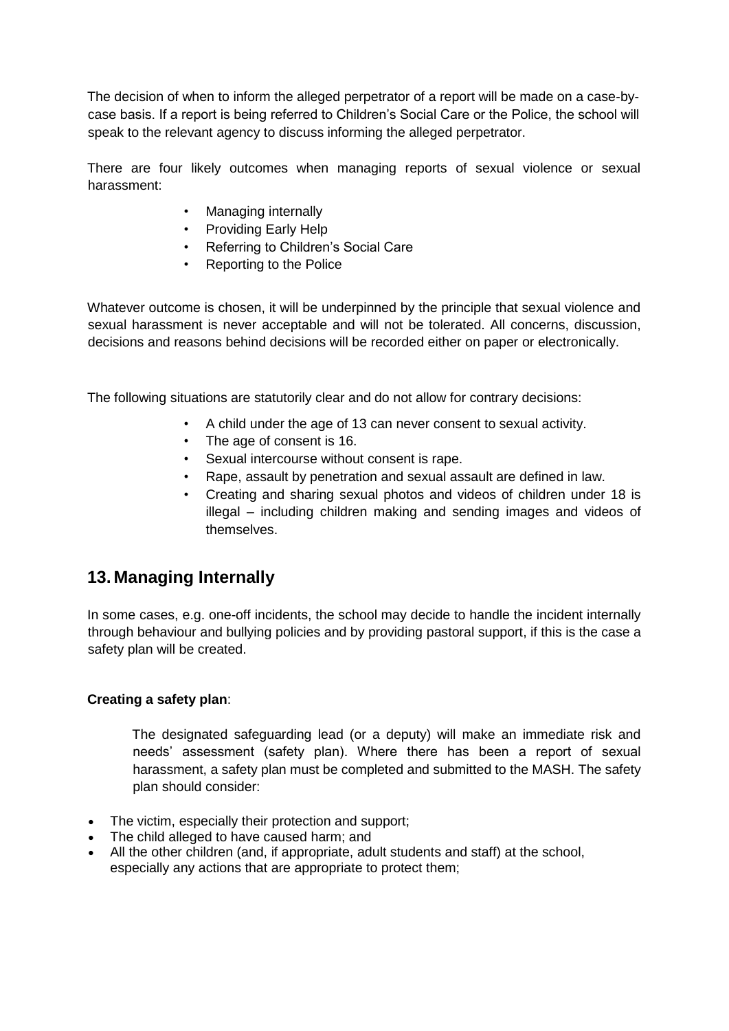The decision of when to inform the alleged perpetrator of a report will be made on a case-by-case basis. If a report is being referred to Children's Social Care or the Police, the school will speak to the relevant agency to discuss informing the alleged perpetrator.

There are four likely outcomes when managing reports of sexual violence or sexual harassment:

- Managing internally
- Providing Early Help
- Referring to Children's Social Care
- Reporting to the Police

Whatever outcome is chosen, it will be underpinned by the principle that sexual violence and sexual harassment is never acceptable and will not be tolerated. All concerns, discussion, decisions and reasons behind decisions will be recorded either on paper or electronically.

The following situations are statutorily clear and do not allow for contrary decisions:

- A child under the age of 13 can never consent to sexual activity.
- The age of consent is 16.
- Sexual intercourse without consent is rape.
- Rape, assault by penetration and sexual assault are defined in law.
- Creating and sharing sexual photos and videos of children under 18 is illegal – including children making and sending images and videos of themselves.

## 13. Managing Internally

In some cases, e.g. one-off incidents, the school may decide to handle the incident internally through behaviour and bullying policies and by providing pastoral support, if this is the case a safety plan will be created.

**Creating a safety plan**:

The designated safeguarding lead (or a deputy) will make an immediate risk and needs' assessment (safety plan). Where there has been a report of sexual harassment, a safety plan must be completed and submitted to the MASH. The safety plan should consider:

- The victim, especially their protection and support;
- The child alleged to have caused harm; and
- All the other children (and, if appropriate, adult students and staff) at the school, especially any actions that are appropriate to protect them;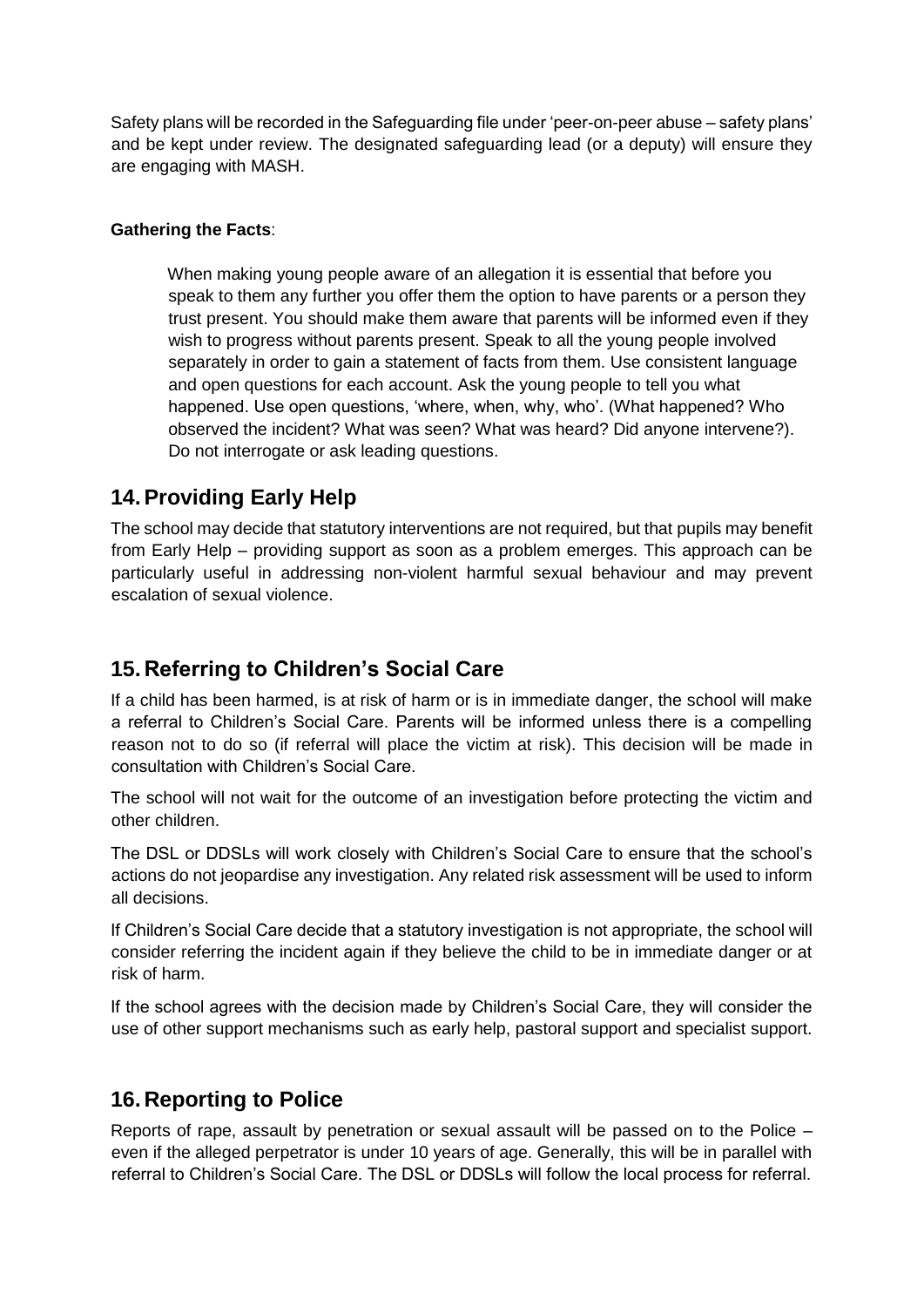Safety plans will be recorded in the Safeguarding file under 'peer-on-peer abuse – safety plans' and be kept under review. The designated safeguarding lead (or a deputy) will ensure they are engaging with MASH.

**Gathering the Facts**:

> When making young people aware of an allegation it is essential that before you speak to them any further you offer them the option to have parents or a person they trust present. You should make them aware that parents will be informed even if they wish to progress without parents present. Speak to all the young people involved separately in order to gain a statement of facts from them. Use consistent language and open questions for each account. Ask the young people to tell you what happened. Use open questions, 'where, when, why, who'. (What happened? Who observed the incident? What was seen? What was heard? Did anyone intervene?). Do not interrogate or ask leading questions.

## 14. Providing Early Help

The school may decide that statutory interventions are not required, but that pupils may benefit from Early Help – providing support as soon as a problem emerges. This approach can be particularly useful in addressing non-violent harmful sexual behaviour and may prevent escalation of sexual violence.

## 15. Referring to Children's Social Care

If a child has been harmed, is at risk of harm or is in immediate danger, the school will make a referral to Children's Social Care. Parents will be informed unless there is a compelling reason not to do so (if referral will place the victim at risk). This decision will be made in consultation with Children's Social Care.

The school will not wait for the outcome of an investigation before protecting the victim and other children.

The DSL or DDSLs will work closely with Children's Social Care to ensure that the school's actions do not jeopardise any investigation. Any related risk assessment will be used to inform all decisions.

If Children's Social Care decide that a statutory investigation is not appropriate, the school will consider referring the incident again if they believe the child to be in immediate danger or at risk of harm.

If the school agrees with the decision made by Children's Social Care, they will consider the use of other support mechanisms such as early help, pastoral support and specialist support.

## 16. Reporting to Police

Reports of rape, assault by penetration or sexual assault will be passed on to the Police – even if the alleged perpetrator is under 10 years of age. Generally, this will be in parallel with referral to Children's Social Care. The DSL or DDSLs will follow the local process for referral.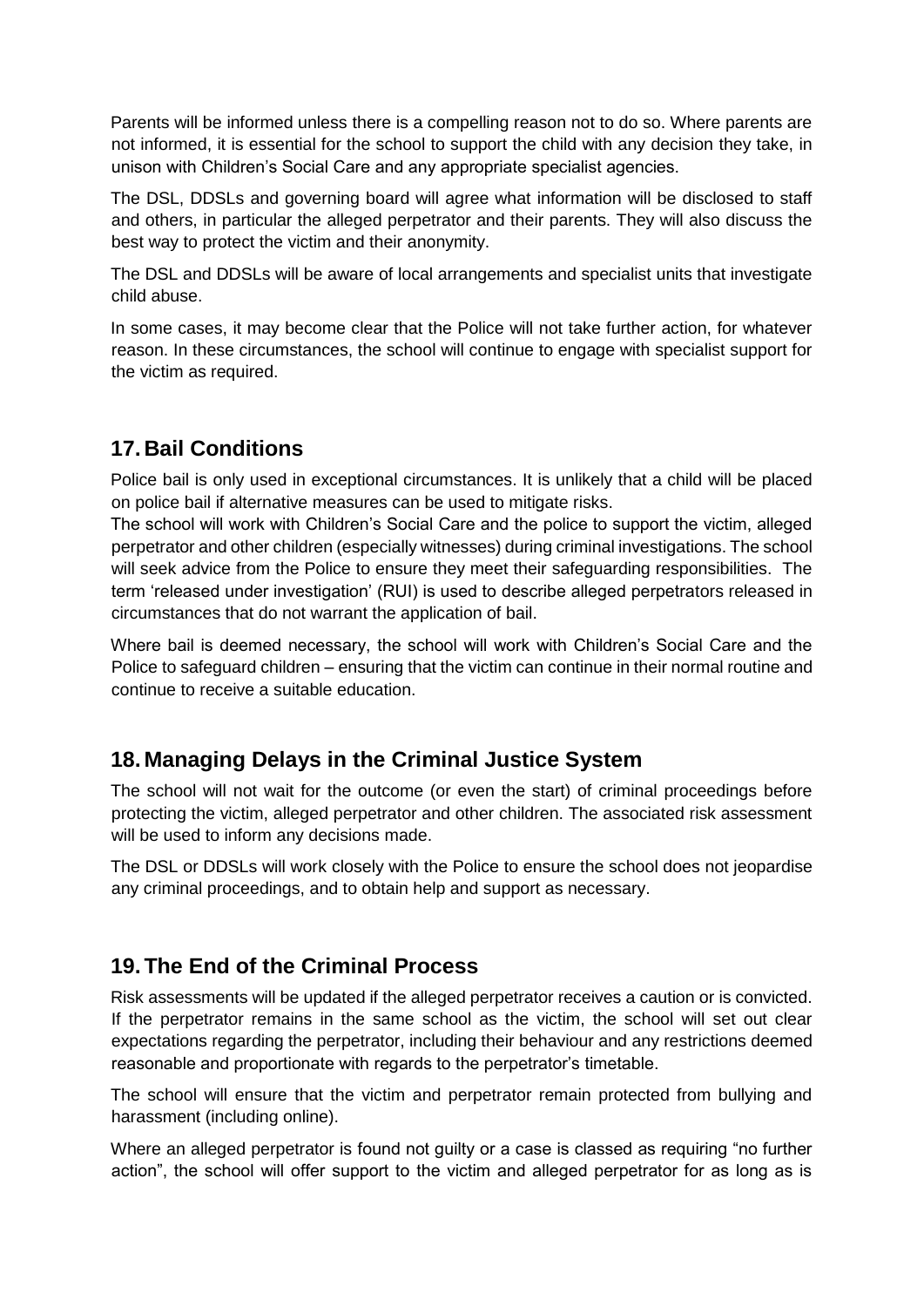Parents will be informed unless there is a compelling reason not to do so. Where parents are not informed, it is essential for the school to support the child with any decision they take, in unison with Children's Social Care and any appropriate specialist agencies.

The DSL, DDSLs and governing board will agree what information will be disclosed to staff and others, in particular the alleged perpetrator and their parents. They will also discuss the best way to protect the victim and their anonymity.

The DSL and DDSLs will be aware of local arrangements and specialist units that investigate child abuse.

In some cases, it may become clear that the Police will not take further action, for whatever reason. In these circumstances, the school will continue to engage with specialist support for the victim as required.

## 17. Bail Conditions

Police bail is only used in exceptional circumstances. It is unlikely that a child will be placed on police bail if alternative measures can be used to mitigate risks.
The school will work with Children's Social Care and the police to support the victim, alleged perpetrator and other children (especially witnesses) during criminal investigations. The school will seek advice from the Police to ensure they meet their safeguarding responsibilities. The term 'released under investigation' (RUI) is used to describe alleged perpetrators released in circumstances that do not warrant the application of bail.

Where bail is deemed necessary, the school will work with Children's Social Care and the Police to safeguard children – ensuring that the victim can continue in their normal routine and continue to receive a suitable education.

## 18. Managing Delays in the Criminal Justice System

The school will not wait for the outcome (or even the start) of criminal proceedings before protecting the victim, alleged perpetrator and other children. The associated risk assessment will be used to inform any decisions made.

The DSL or DDSLs will work closely with the Police to ensure the school does not jeopardise any criminal proceedings, and to obtain help and support as necessary.

## 19. The End of the Criminal Process

Risk assessments will be updated if the alleged perpetrator receives a caution or is convicted. If the perpetrator remains in the same school as the victim, the school will set out clear expectations regarding the perpetrator, including their behaviour and any restrictions deemed reasonable and proportionate with regards to the perpetrator's timetable.

The school will ensure that the victim and perpetrator remain protected from bullying and harassment (including online).

Where an alleged perpetrator is found not guilty or a case is classed as requiring "no further action", the school will offer support to the victim and alleged perpetrator for as long as is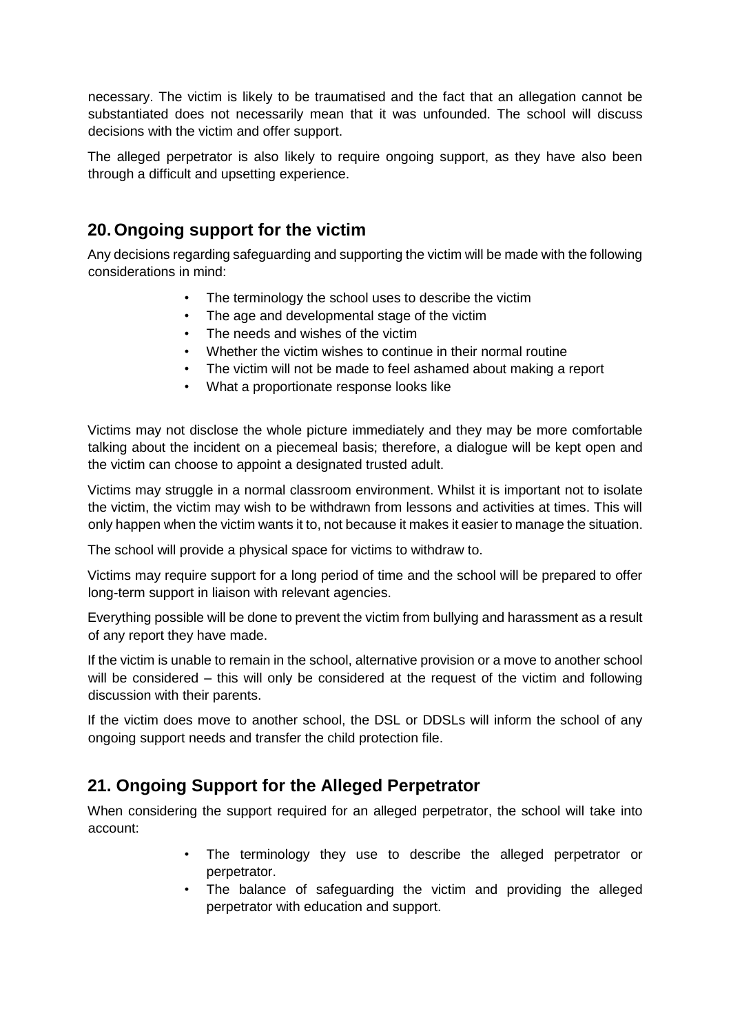necessary. The victim is likely to be traumatised and the fact that an allegation cannot be substantiated does not necessarily mean that it was unfounded. The school will discuss decisions with the victim and offer support.

The alleged perpetrator is also likely to require ongoing support, as they have also been through a difficult and upsetting experience.

## 20. Ongoing support for the victim

Any decisions regarding safeguarding and supporting the victim will be made with the following considerations in mind:

- The terminology the school uses to describe the victim
- The age and developmental stage of the victim
- The needs and wishes of the victim
- Whether the victim wishes to continue in their normal routine
- The victim will not be made to feel ashamed about making a report
- What a proportionate response looks like

Victims may not disclose the whole picture immediately and they may be more comfortable talking about the incident on a piecemeal basis; therefore, a dialogue will be kept open and the victim can choose to appoint a designated trusted adult.

Victims may struggle in a normal classroom environment. Whilst it is important not to isolate the victim, the victim may wish to be withdrawn from lessons and activities at times. This will only happen when the victim wants it to, not because it makes it easier to manage the situation.

The school will provide a physical space for victims to withdraw to.

Victims may require support for a long period of time and the school will be prepared to offer long-term support in liaison with relevant agencies.

Everything possible will be done to prevent the victim from bullying and harassment as a result of any report they have made.

If the victim is unable to remain in the school, alternative provision or a move to another school will be considered – this will only be considered at the request of the victim and following discussion with their parents.

If the victim does move to another school, the DSL or DDSLs will inform the school of any ongoing support needs and transfer the child protection file.

## 21. Ongoing Support for the Alleged Perpetrator

When considering the support required for an alleged perpetrator, the school will take into account:

- The terminology they use to describe the alleged perpetrator or perpetrator.
- The balance of safeguarding the victim and providing the alleged perpetrator with education and support.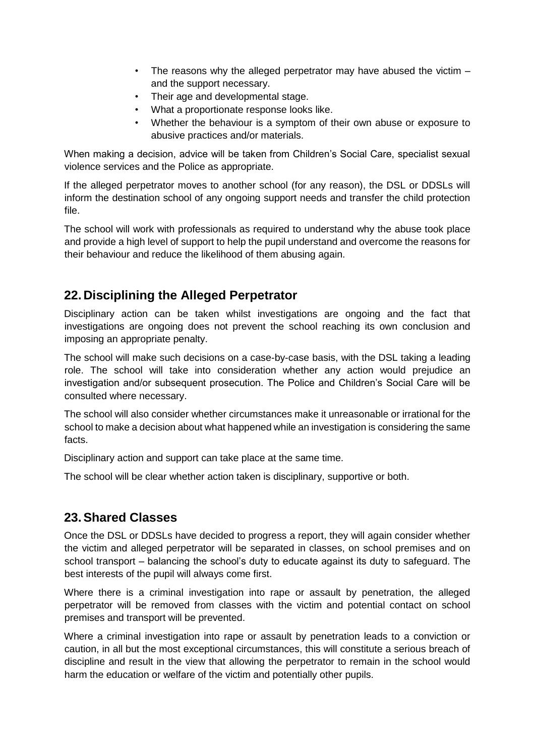- The reasons why the alleged perpetrator may have abused the victim – and the support necessary.
- Their age and developmental stage.
- What a proportionate response looks like.
- Whether the behaviour is a symptom of their own abuse or exposure to abusive practices and/or materials.

When making a decision, advice will be taken from Children's Social Care, specialist sexual violence services and the Police as appropriate.

If the alleged perpetrator moves to another school (for any reason), the DSL or DDSLs will inform the destination school of any ongoing support needs and transfer the child protection file.

The school will work with professionals as required to understand why the abuse took place and provide a high level of support to help the pupil understand and overcome the reasons for their behaviour and reduce the likelihood of them abusing again.

## 22. Disciplining the Alleged Perpetrator

Disciplinary action can be taken whilst investigations are ongoing and the fact that investigations are ongoing does not prevent the school reaching its own conclusion and imposing an appropriate penalty.

The school will make such decisions on a case-by-case basis, with the DSL taking a leading role. The school will take into consideration whether any action would prejudice an investigation and/or subsequent prosecution. The Police and Children's Social Care will be consulted where necessary.

The school will also consider whether circumstances make it unreasonable or irrational for the school to make a decision about what happened while an investigation is considering the same facts.

Disciplinary action and support can take place at the same time.

The school will be clear whether action taken is disciplinary, supportive or both.

## 23. Shared Classes

Once the DSL or DDSLs have decided to progress a report, they will again consider whether the victim and alleged perpetrator will be separated in classes, on school premises and on school transport – balancing the school's duty to educate against its duty to safeguard. The best interests of the pupil will always come first.

Where there is a criminal investigation into rape or assault by penetration, the alleged perpetrator will be removed from classes with the victim and potential contact on school premises and transport will be prevented.

Where a criminal investigation into rape or assault by penetration leads to a conviction or caution, in all but the most exceptional circumstances, this will constitute a serious breach of discipline and result in the view that allowing the perpetrator to remain in the school would harm the education or welfare of the victim and potentially other pupils.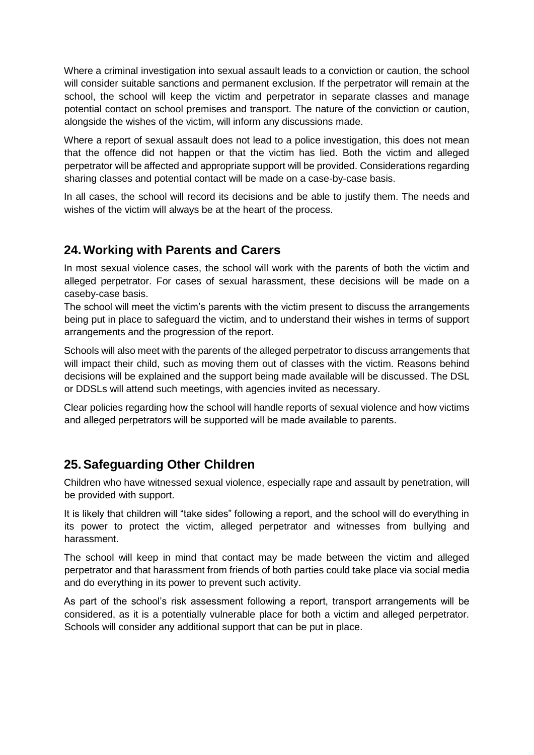Where a criminal investigation into sexual assault leads to a conviction or caution, the school will consider suitable sanctions and permanent exclusion. If the perpetrator will remain at the school, the school will keep the victim and perpetrator in separate classes and manage potential contact on school premises and transport. The nature of the conviction or caution, alongside the wishes of the victim, will inform any discussions made.

Where a report of sexual assault does not lead to a police investigation, this does not mean that the offence did not happen or that the victim has lied. Both the victim and alleged perpetrator will be affected and appropriate support will be provided. Considerations regarding sharing classes and potential contact will be made on a case-by-case basis.

In all cases, the school will record its decisions and be able to justify them. The needs and wishes of the victim will always be at the heart of the process.

## 24. Working with Parents and Carers

In most sexual violence cases, the school will work with the parents of both the victim and alleged perpetrator. For cases of sexual harassment, these decisions will be made on a caseby-case basis.

The school will meet the victim's parents with the victim present to discuss the arrangements being put in place to safeguard the victim, and to understand their wishes in terms of support arrangements and the progression of the report.

Schools will also meet with the parents of the alleged perpetrator to discuss arrangements that will impact their child, such as moving them out of classes with the victim. Reasons behind decisions will be explained and the support being made available will be discussed. The DSL or DDSLs will attend such meetings, with agencies invited as necessary.

Clear policies regarding how the school will handle reports of sexual violence and how victims and alleged perpetrators will be supported will be made available to parents.

## 25. Safeguarding Other Children

Children who have witnessed sexual violence, especially rape and assault by penetration, will be provided with support.

It is likely that children will "take sides" following a report, and the school will do everything in its power to protect the victim, alleged perpetrator and witnesses from bullying and harassment.

The school will keep in mind that contact may be made between the victim and alleged perpetrator and that harassment from friends of both parties could take place via social media and do everything in its power to prevent such activity.

As part of the school's risk assessment following a report, transport arrangements will be considered, as it is a potentially vulnerable place for both a victim and alleged perpetrator. Schools will consider any additional support that can be put in place.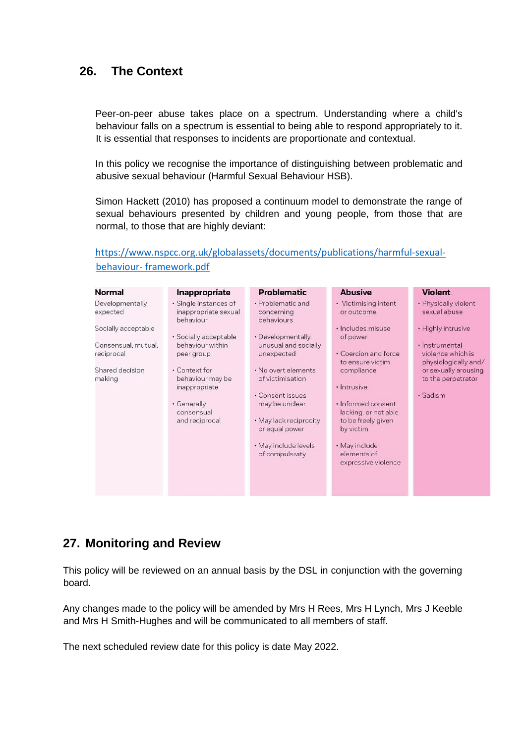## 26. The Context

Peer-on-peer abuse takes place on a spectrum. Understanding where a child's behaviour falls on a spectrum is essential to being able to respond appropriately to it. It is essential that responses to incidents are proportionate and contextual.

In this policy we recognise the importance of distinguishing between problematic and abusive sexual behaviour (Harmful Sexual Behaviour HSB).

Simon Hackett (2010) has proposed a continuum model to demonstrate the range of sexual behaviours presented by children and young people, from those that are normal, to those that are highly deviant:

[https://www.nspcc.org.uk/globalassets/documents/publications/harmful-sexual-behaviour- framework.pdf](https://www.nspcc.org.uk/globalassets/documents/publications/harmful-sexual-behaviour-framework.pdf)

| Normal | Inappropriate | Problematic | Abusive | Violent |
|---|---|---|---|---|
| Developmentally expected<br><br>Socially acceptable<br><br>Consensual, mutual, reciprocal<br><br>Shared decision making | • Single instances of inappropriate sexual behaviour<br><br>• Socially acceptable behaviour within peer group<br><br>• Context for behaviour may be inappropriate<br><br>• Generally consensual and reciprocal | • Problematic and concerning behaviours<br><br>• Developmentally unusual and socially unexpected<br><br>• No overt elements of victimisation<br><br>• Consent issues may be unclear<br><br>• May lack reciprocity or equal power<br><br>• May include levels of compulsivity | • Victimising intent or outcome<br><br>• Includes misuse of power<br><br>• Coercion and force to ensure victim compliance<br><br>• Intrusive<br><br>• Informed consent lacking, or not able to be freely given by victim<br><br>• May include elements of expressive violence | • Physically violent sexual abuse<br><br>• Highly intrusive<br><br>• Instrumental violence which is physiologically and/ or sexually arousing to the perpetrator<br><br>• Sadism |

## 27. Monitoring and Review

This policy will be reviewed on an annual basis by the DSL in conjunction with the governing board.

Any changes made to the policy will be amended by Mrs H Rees, Mrs H Lynch, Mrs J Keeble and Mrs H Smith-Hughes and will be communicated to all members of staff.

The next scheduled review date for this policy is date May 2022.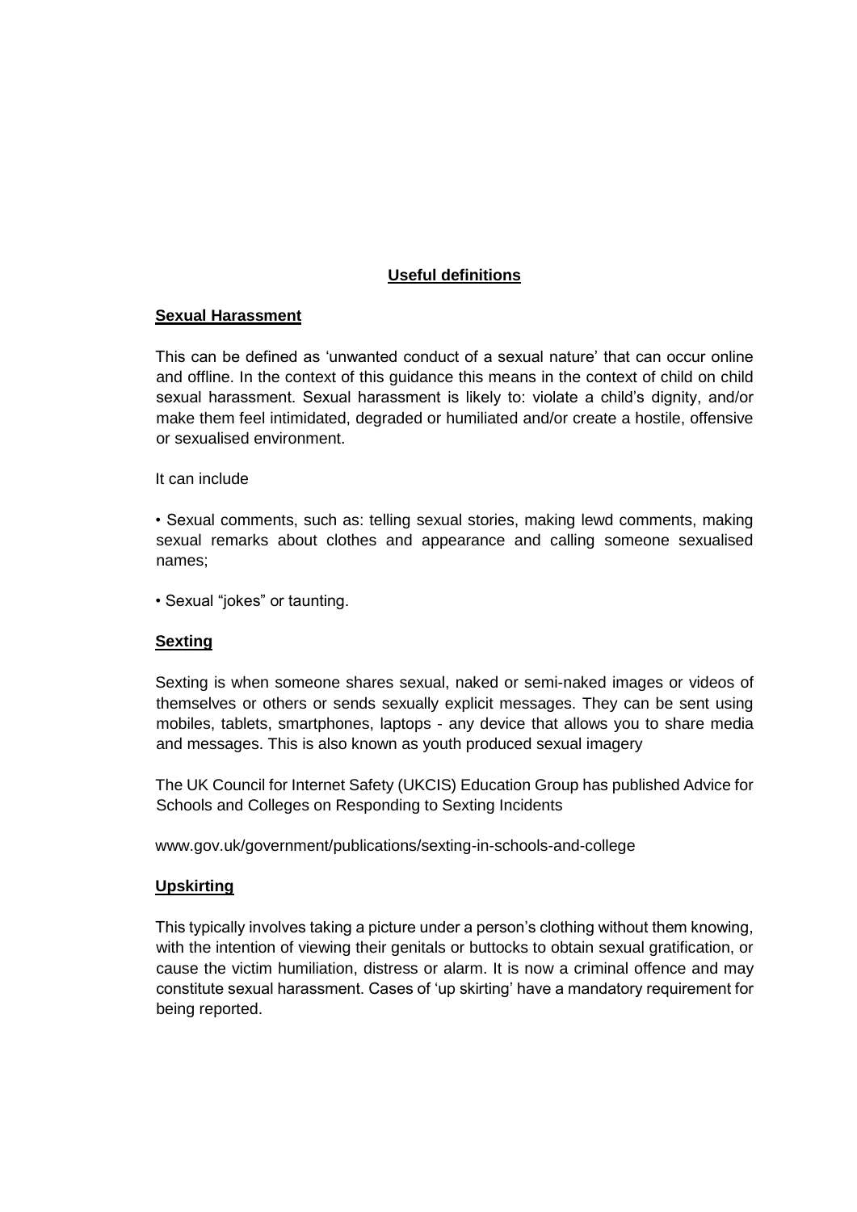## Useful definitions

### Sexual Harassment

This can be defined as 'unwanted conduct of a sexual nature' that can occur online and offline. In the context of this guidance this means in the context of child on child sexual harassment. Sexual harassment is likely to: violate a child's dignity, and/or make them feel intimidated, degraded or humiliated and/or create a hostile, offensive or sexualised environment.

It can include

- Sexual comments, such as: telling sexual stories, making lewd comments, making sexual remarks about clothes and appearance and calling someone sexualised names;
- Sexual "jokes" or taunting.

### Sexting

Sexting is when someone shares sexual, naked or semi-naked images or videos of themselves or others or sends sexually explicit messages. They can be sent using mobiles, tablets, smartphones, laptops - any device that allows you to share media and messages. This is also known as youth produced sexual imagery

The UK Council for Internet Safety (UKCIS) Education Group has published Advice for Schools and Colleges on Responding to Sexting Incidents

www.gov.uk/government/publications/sexting-in-schools-and-college

### Upskirting

This typically involves taking a picture under a person's clothing without them knowing, with the intention of viewing their genitals or buttocks to obtain sexual gratification, or cause the victim humiliation, distress or alarm. It is now a criminal offence and may constitute sexual harassment. Cases of 'up skirting' have a mandatory requirement for being reported.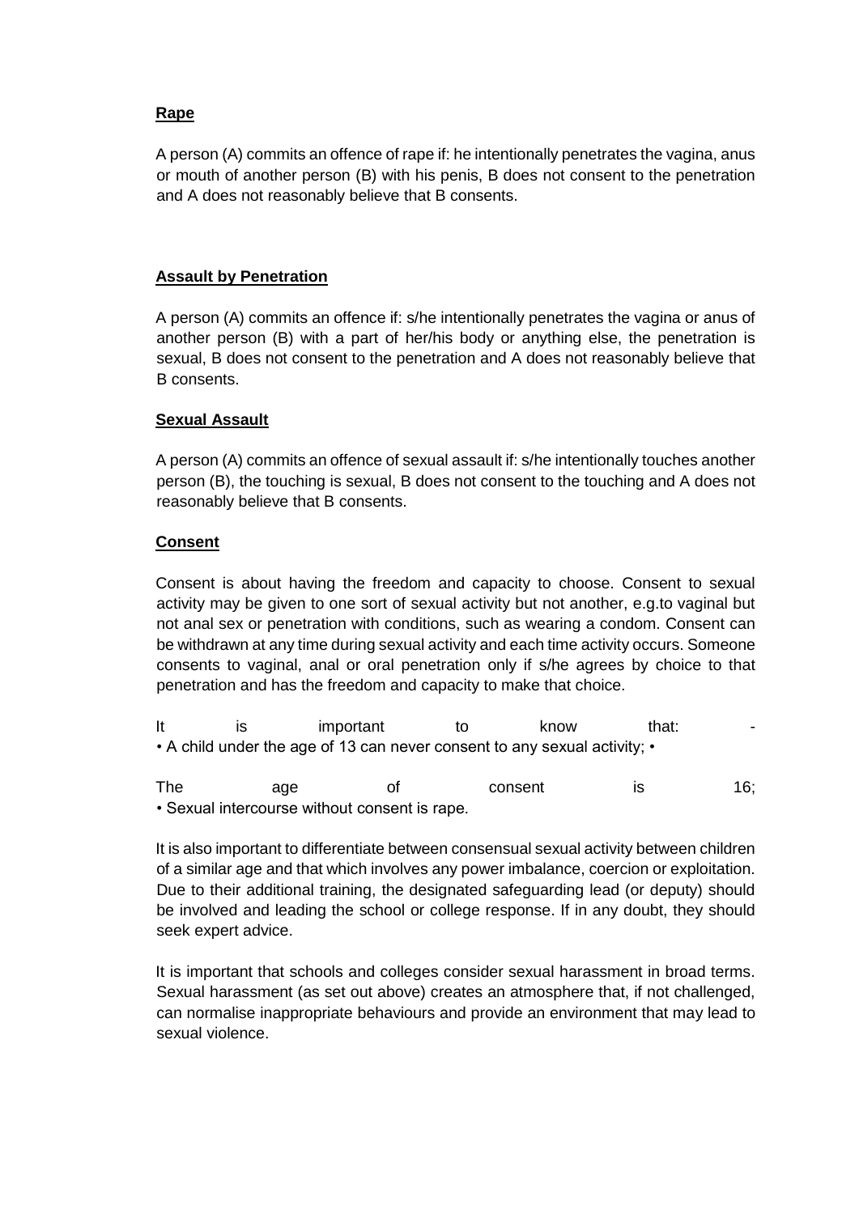**Rape**

A person (A) commits an offence of rape if: he intentionally penetrates the vagina, anus or mouth of another person (B) with his penis, B does not consent to the penetration and A does not reasonably believe that B consents.

**Assault by Penetration**

A person (A) commits an offence if: s/he intentionally penetrates the vagina or anus of another person (B) with a part of her/his body or anything else, the penetration is sexual, B does not consent to the penetration and A does not reasonably believe that B consents.

**Sexual Assault**

A person (A) commits an offence of sexual assault if: s/he intentionally touches another person (B), the touching is sexual, B does not consent to the touching and A does not reasonably believe that B consents.

**Consent**

Consent is about having the freedom and capacity to choose. Consent to sexual activity may be given to one sort of sexual activity but not another, e.g.to vaginal but not anal sex or penetration with conditions, such as wearing a condom. Consent can be withdrawn at any time during sexual activity and each time activity occurs. Someone consents to vaginal, anal or oral penetration only if s/he agrees by choice to that penetration and has the freedom and capacity to make that choice.

It is important to know that: -
• A child under the age of 13 can never consent to any sexual activity; •

The age of consent is 16;
• Sexual intercourse without consent is rape.

It is also important to differentiate between consensual sexual activity between children of a similar age and that which involves any power imbalance, coercion or exploitation. Due to their additional training, the designated safeguarding lead (or deputy) should be involved and leading the school or college response. If in any doubt, they should seek expert advice.

It is important that schools and colleges consider sexual harassment in broad terms. Sexual harassment (as set out above) creates an atmosphere that, if not challenged, can normalise inappropriate behaviours and provide an environment that may lead to sexual violence.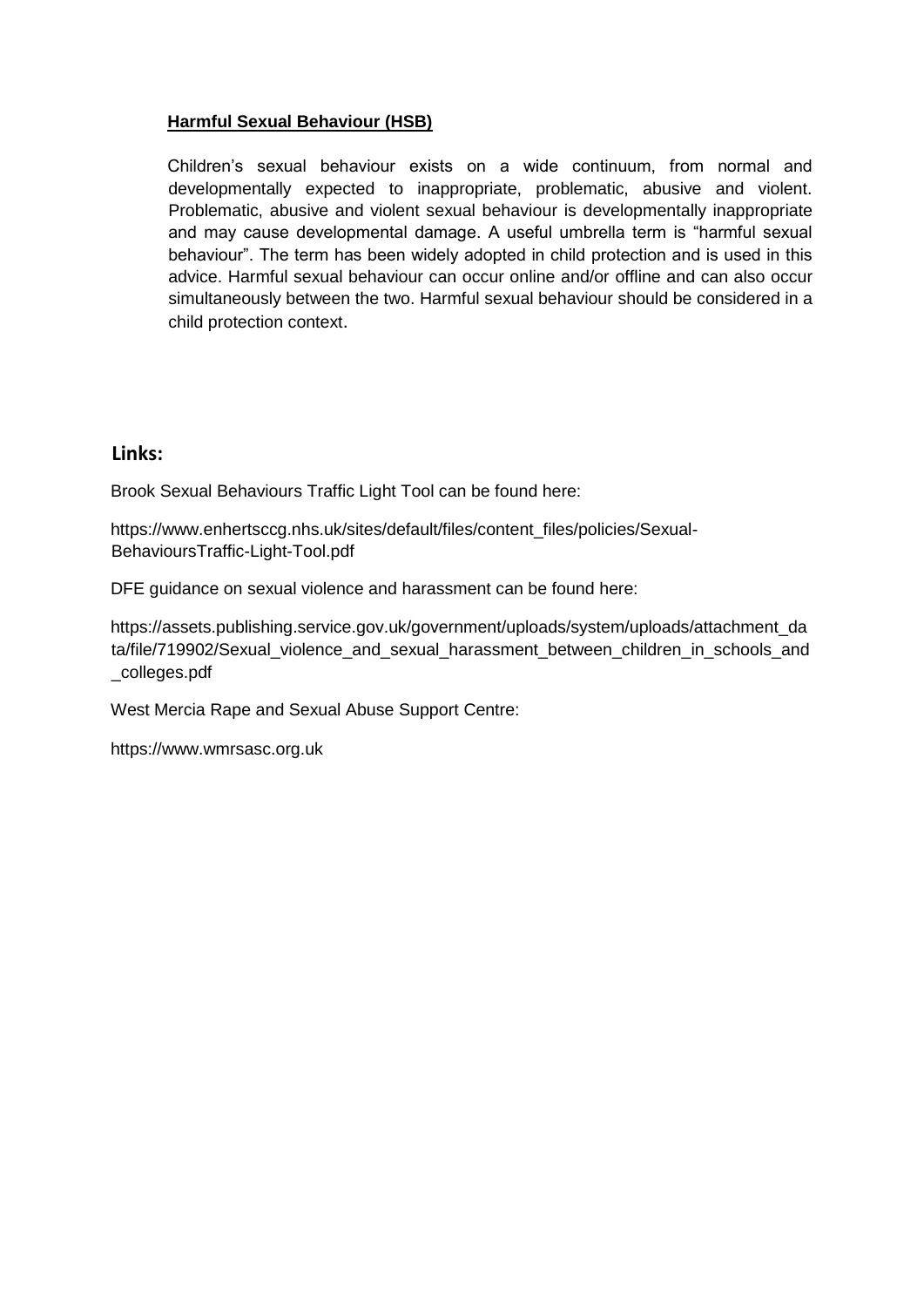**Harmful Sexual Behaviour (HSB)**

Children's sexual behaviour exists on a wide continuum, from normal and developmentally expected to inappropriate, problematic, abusive and violent. Problematic, abusive and violent sexual behaviour is developmentally inappropriate and may cause developmental damage. A useful umbrella term is "harmful sexual behaviour". The term has been widely adopted in child protection and is used in this advice. Harmful sexual behaviour can occur online and/or offline and can also occur simultaneously between the two. Harmful sexual behaviour should be considered in a child protection context.

## Links:

Brook Sexual Behaviours Traffic Light Tool can be found here:

https://www.enhertsccg.nhs.uk/sites/default/files/content_files/policies/Sexual-BehavioursTraffic-Light-Tool.pdf

DFE guidance on sexual violence and harassment can be found here:

https://assets.publishing.service.gov.uk/government/uploads/system/uploads/attachment_data/file/719902/Sexual_violence_and_sexual_harassment_between_children_in_schools_and_colleges.pdf

West Mercia Rape and Sexual Abuse Support Centre:

https://www.wmrsasc.org.uk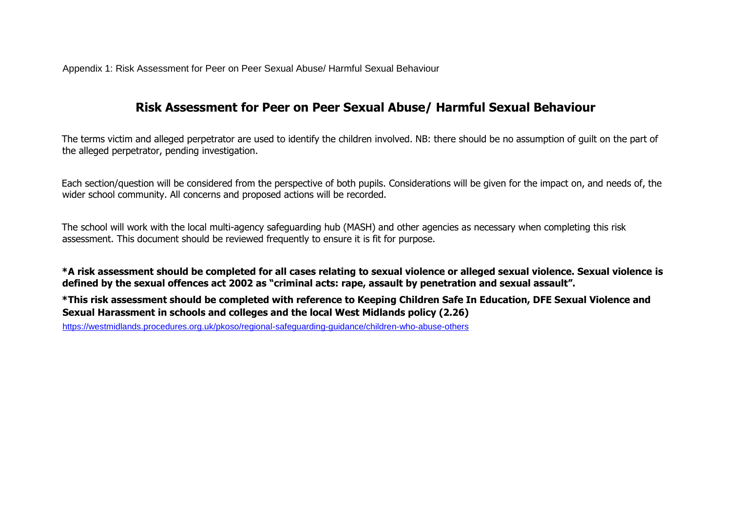Appendix 1: Risk Assessment for Peer on Peer Sexual Abuse/ Harmful Sexual Behaviour

# Risk Assessment for Peer on Peer Sexual Abuse/ Harmful Sexual Behaviour

The terms victim and alleged perpetrator are used to identify the children involved. NB: there should be no assumption of guilt on the part of the alleged perpetrator, pending investigation.

Each section/question will be considered from the perspective of both pupils. Considerations will be given for the impact on, and needs of, the wider school community. All concerns and proposed actions will be recorded.

The school will work with the local multi-agency safeguarding hub (MASH) and other agencies as necessary when completing this risk assessment. This document should be reviewed frequently to ensure it is fit for purpose.

**\*A risk assessment should be completed for all cases relating to sexual violence or alleged sexual violence. Sexual violence is defined by the sexual offences act 2002 as "criminal acts: rape, assault by penetration and sexual assault".**

**\*This risk assessment should be completed with reference to Keeping Children Safe In Education, DFE Sexual Violence and Sexual Harassment in schools and colleges and the local West Midlands policy (2.26)**

https://westmidlands.procedures.org.uk/pkoso/regional-safeguarding-guidance/children-who-abuse-others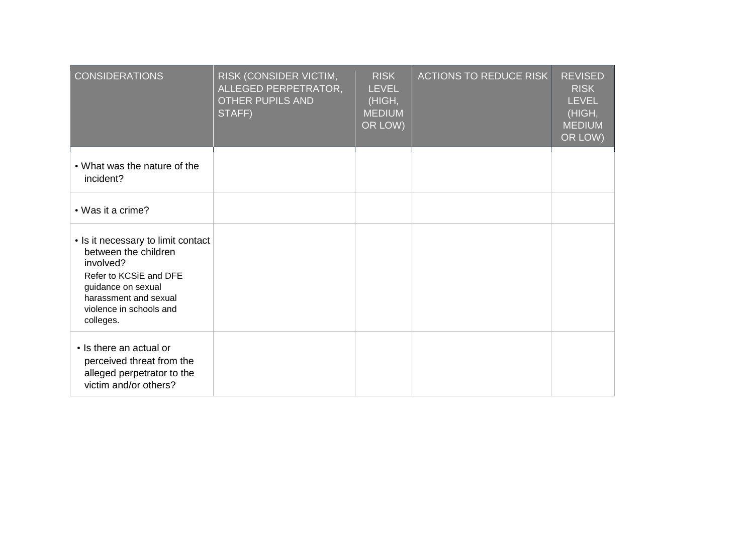| CONSIDERATIONS | RISK (CONSIDER VICTIM, ALLEGED PERPETRATOR, OTHER PUPILS AND STAFF) | RISK LEVEL (HIGH, MEDIUM OR LOW) | ACTIONS TO REDUCE RISK | REVISED RISK LEVEL (HIGH, MEDIUM OR LOW) |
|---|---|---|---|---|
| • What was the nature of the incident? | | | | |
| • Was it a crime? | | | | |
| • Is it necessary to limit contact between the children involved? Refer to KCSiE and DFE guidance on sexual harassment and sexual violence in schools and colleges. | | | | |
| • Is there an actual or perceived threat from the alleged perpetrator to the victim and/or others? | | | | |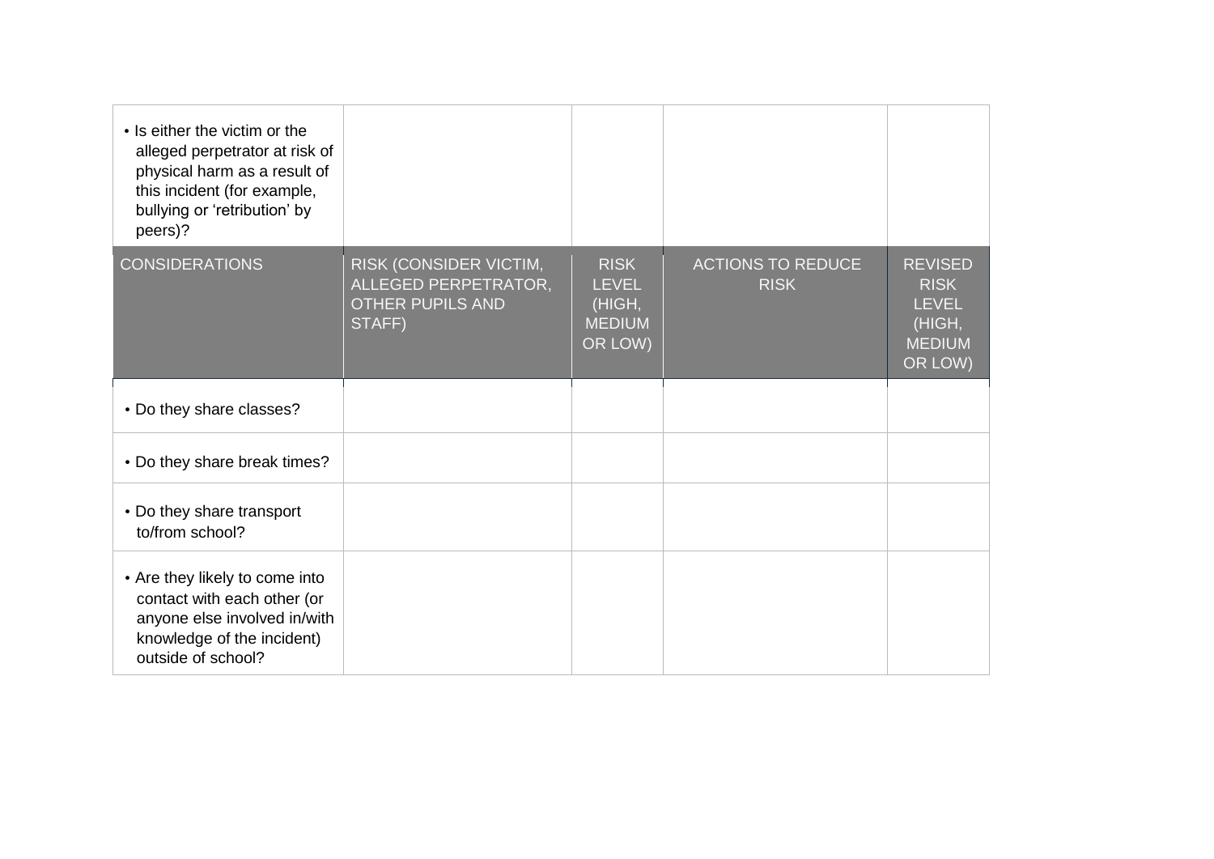| • Is either the victim or the alleged perpetrator at risk of physical harm as a result of this incident (for example, bullying or 'retribution' by peers)? | | | | |
|---|---|---|---|---|
| CONSIDERATIONS | RISK (CONSIDER VICTIM, ALLEGED PERPETRATOR, OTHER PUPILS AND STAFF) | RISK LEVEL (HIGH, MEDIUM OR LOW) | ACTIONS TO REDUCE RISK | REVISED RISK LEVEL (HIGH, MEDIUM OR LOW) |
| • Do they share classes? | | | | |
| • Do they share break times? | | | | |
| • Do they share transport to/from school? | | | | |
| • Are they likely to come into contact with each other (or anyone else involved in/with knowledge of the incident) outside of school? | | | | |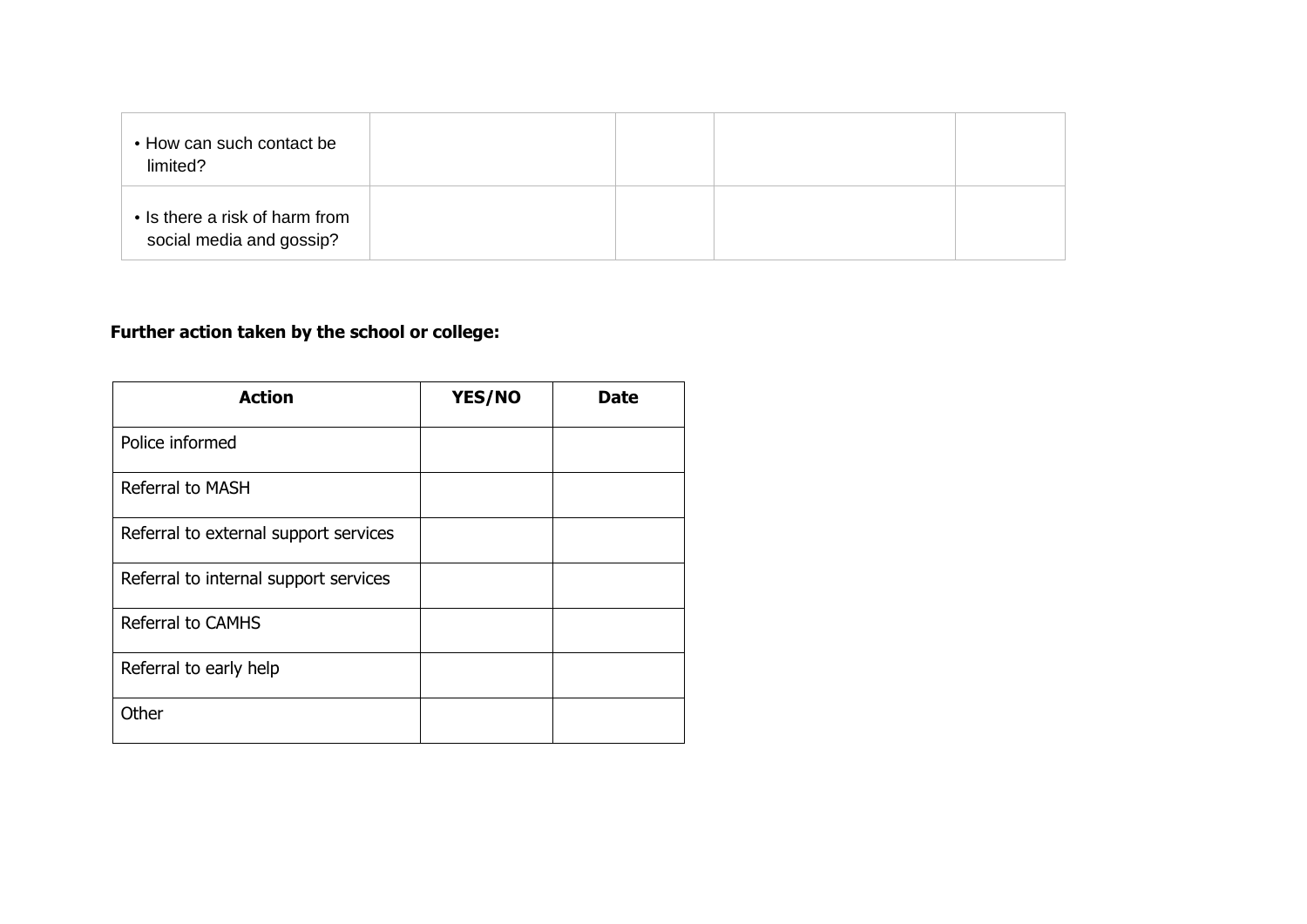| | | | | |
|---|---|---|---|---|
| • How can such contact be limited? | | | | |
| • Is there a risk of harm from social media and gossip? | | | | |

**Further action taken by the school or college:**

| Action | YES/NO | Date |
|---|---|---|
| Police informed | | |
| Referral to MASH | | |
| Referral to external support services | | |
| Referral to internal support services | | |
| Referral to CAMHS | | |
| Referral to early help | | |
| Other | | |